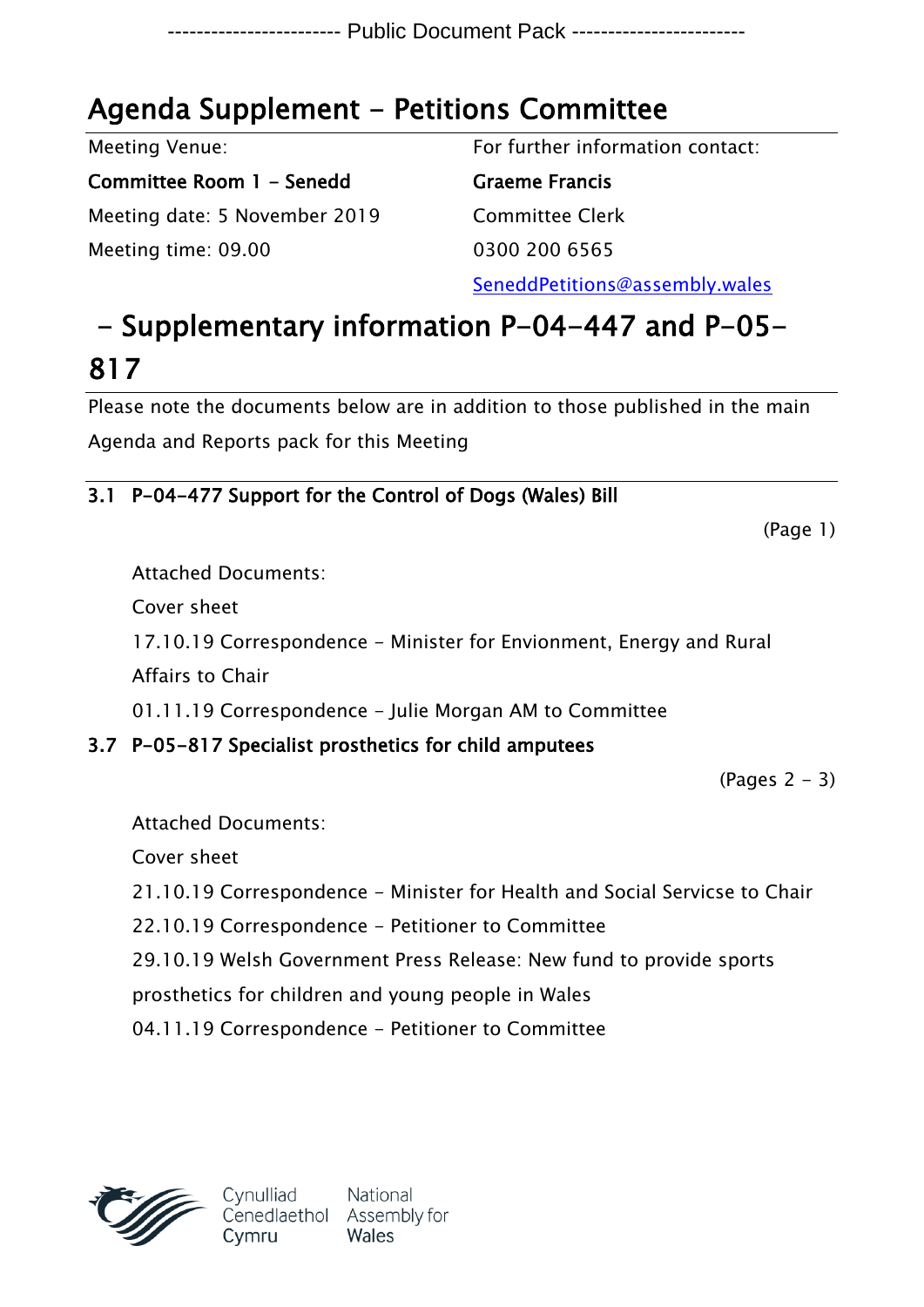------------------------ Public Document Pack ------------------------

# Agenda Supplement - Petitions Committee

Meeting Venue:

**Committee Room 1 - Senedd**

Meeting date: 5 November 2019

Meeting time: 09.00

For further information contact:

**Graeme Francis**

Committee Clerk

0300 200 6565

SeneddPetitions@assembly.wales

# - Supplementary information P-04-447 and P-05-817

Please note the documents below are in addition to those published in the main Agenda and Reports pack for this Meeting

**3.1 P-04-477 Support for the Control of Dogs (Wales) Bill**

(Page 1)

Attached Documents:

Cover sheet

17.10.19 Correspondence - Minister for Envionment, Energy and Rural Affairs to Chair

01.11.19 Correspondence - Julie Morgan AM to Committee

**3.7 P-05-817 Specialist prosthetics for child amputees**

(Pages 2 - 3)

Attached Documents:

Cover sheet

21.10.19 Correspondence - Minister for Health and Social Servicse to Chair

22.10.19 Correspondence - Petitioner to Committee

29.10.19 Welsh Government Press Release: New fund to provide sports prosthetics for children and young people in Wales

04.11.19 Correspondence - Petitioner to Committee

Cynulliad Cenedlaethol Cymru | National Assembly for Wales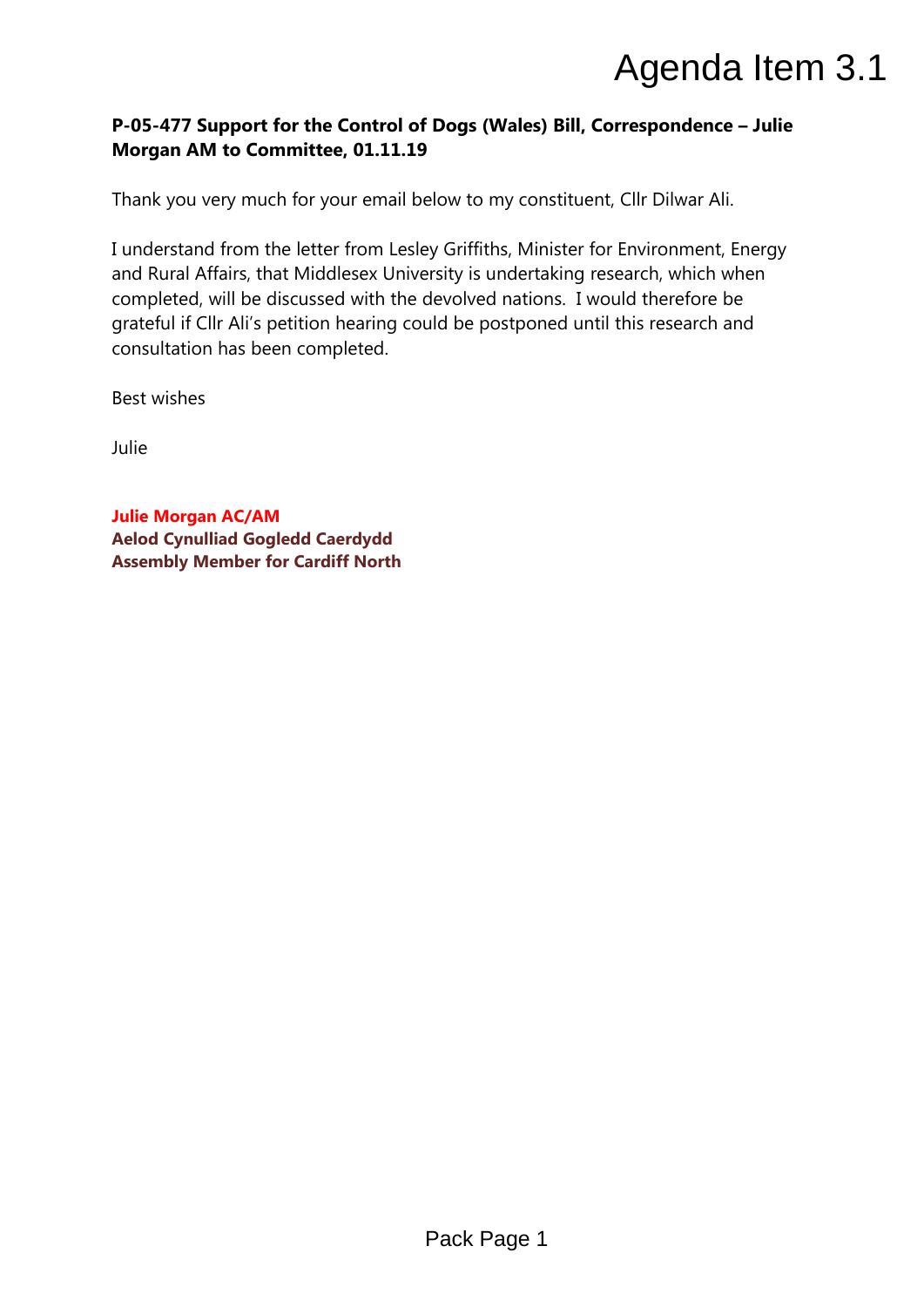# Agenda Item 3.1

**P-05-477 Support for the Control of Dogs (Wales) Bill, Correspondence – Julie Morgan AM to Committee, 01.11.19**

Thank you very much for your email below to my constituent, Cllr Dilwar Ali.

I understand from the letter from Lesley Griffiths, Minister for Environment, Energy and Rural Affairs, that Middlesex University is undertaking research, which when completed, will be discussed with the devolved nations. I would therefore be grateful if Cllr Ali's petition hearing could be postponed until this research and consultation has been completed.

Best wishes

Julie

**Julie Morgan AC/AM**
**Aelod Cynulliad Gogledd Caerdydd**
**Assembly Member for Cardiff North**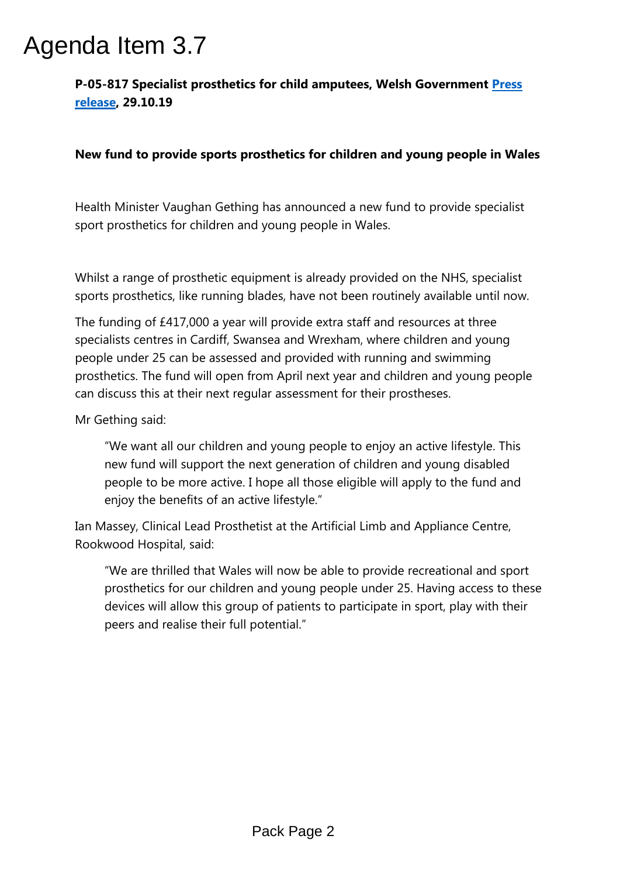# Agenda Item 3.7

**P-05-817 Specialist prosthetics for child amputees, Welsh Government Press release, 29.10.19**

**New fund to provide sports prosthetics for children and young people in Wales**

Health Minister Vaughan Gething has announced a new fund to provide specialist sport prosthetics for children and young people in Wales.

Whilst a range of prosthetic equipment is already provided on the NHS, specialist sports prosthetics, like running blades, have not been routinely available until now.

The funding of £417,000 a year will provide extra staff and resources at three specialists centres in Cardiff, Swansea and Wrexham, where children and young people under 25 can be assessed and provided with running and swimming prosthetics. The fund will open from April next year and children and young people can discuss this at their next regular assessment for their prostheses.

Mr Gething said:

> "We want all our children and young people to enjoy an active lifestyle. This new fund will support the next generation of children and young disabled people to be more active. I hope all those eligible will apply to the fund and enjoy the benefits of an active lifestyle."

Ian Massey, Clinical Lead Prosthetist at the Artificial Limb and Appliance Centre, Rookwood Hospital, said:

> "We are thrilled that Wales will now be able to provide recreational and sport prosthetics for our children and young people under 25. Having access to these devices will allow this group of patients to participate in sport, play with their peers and realise their full potential."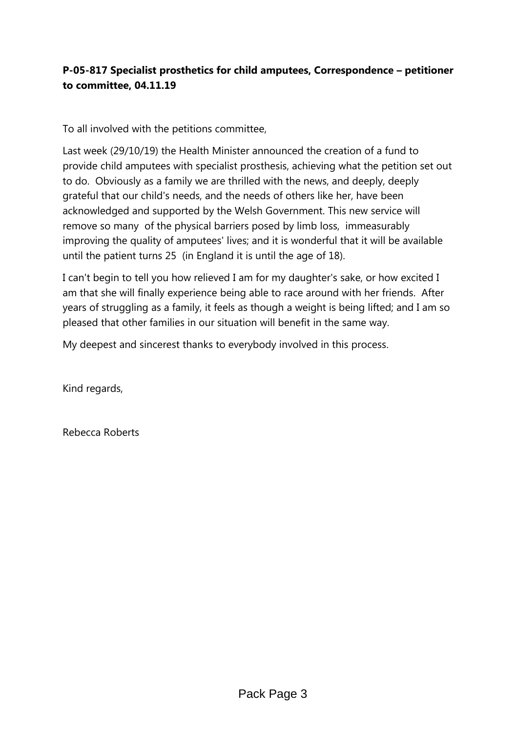**P-05-817 Specialist prosthetics for child amputees, Correspondence – petitioner to committee, 04.11.19**

To all involved with the petitions committee,

Last week (29/10/19) the Health Minister announced the creation of a fund to provide child amputees with specialist prosthesis, achieving what the petition set out to do. Obviously as a family we are thrilled with the news, and deeply, deeply grateful that our child's needs, and the needs of others like her, have been acknowledged and supported by the Welsh Government. This new service will remove so many of the physical barriers posed by limb loss, immeasurably improving the quality of amputees' lives; and it is wonderful that it will be available until the patient turns 25 (in England it is until the age of 18).

I can't begin to tell you how relieved I am for my daughter's sake, or how excited I am that she will finally experience being able to race around with her friends. After years of struggling as a family, it feels as though a weight is being lifted; and I am so pleased that other families in our situation will benefit in the same way.

My deepest and sincerest thanks to everybody involved in this process.

Kind regards,

Rebecca Roberts